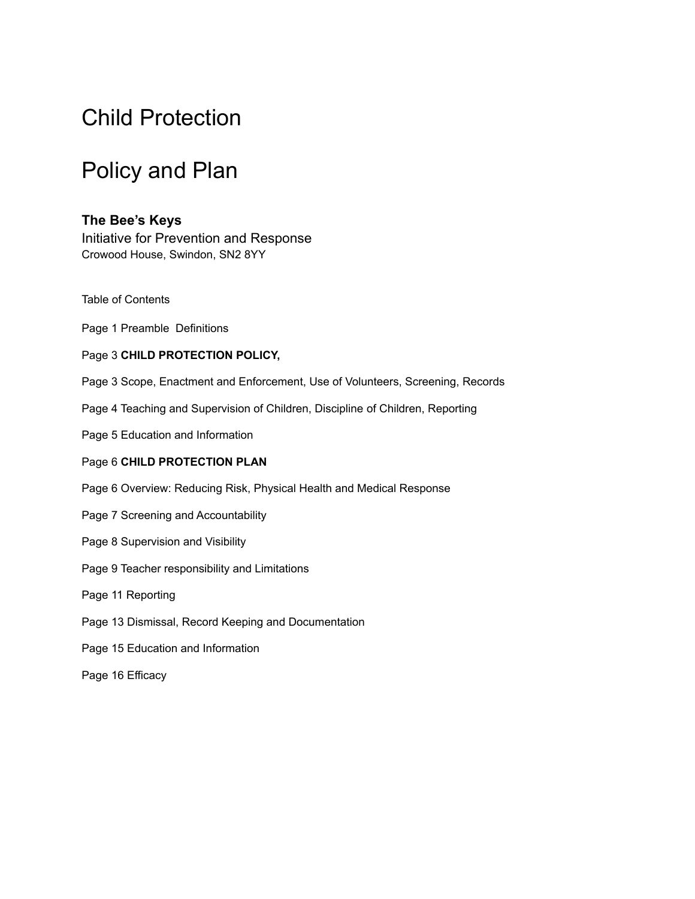# Child Protection

# Policy and Plan

**The Bee's Keys**

Initiative for Prevention and Response

Crowood House, Swindon, SN2 8YY

Table of Contents

Page 1 Preamble  Definitions

Page 3 **CHILD PROTECTION POLICY,**

Page 3 Scope, Enactment and Enforcement, Use of Volunteers, Screening, Records

Page 4 Teaching and Supervision of Children, Discipline of Children, Reporting

Page 5 Education and Information

Page 6 **CHILD PROTECTION PLAN**

Page 6 Overview: Reducing Risk, Physical Health and Medical Response

Page 7 Screening and Accountability

Page 8 Supervision and Visibility

Page 9 Teacher responsibility and Limitations

Page 11 Reporting

Page 13 Dismissal, Record Keeping and Documentation

Page 15 Education and Information

Page 16 Efficacy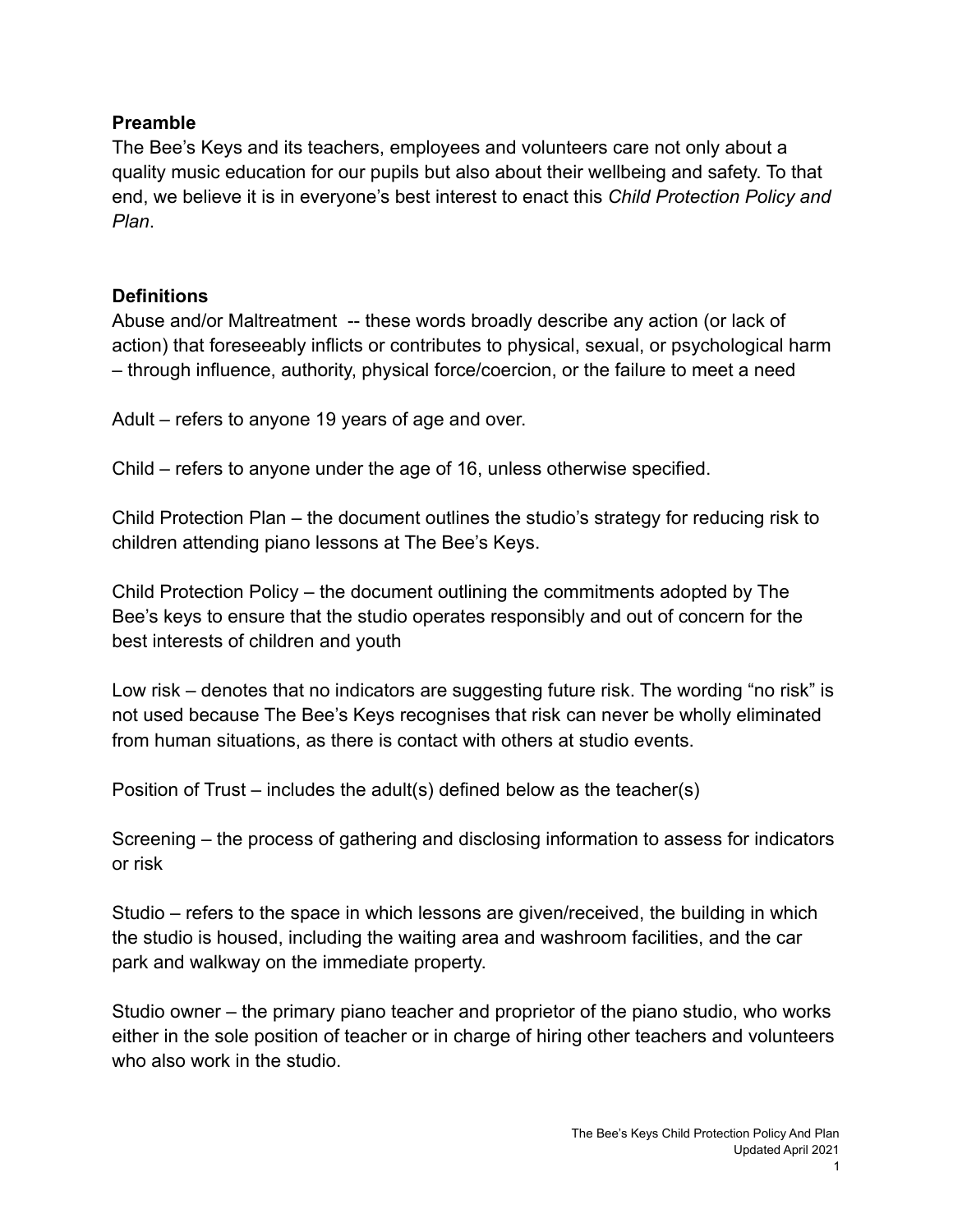## Preamble

The Bee's Keys and its teachers, employees and volunteers care not only about a quality music education for our pupils but also about their wellbeing and safety. To that end, we believe it is in everyone's best interest to enact this *Child Protection Policy and Plan*.

## Definitions

Abuse and/or Maltreatment -- these words broadly describe any action (or lack of action) that foreseeably inflicts or contributes to physical, sexual, or psychological harm – through influence, authority, physical force/coercion, or the failure to meet a need

Adult – refers to anyone 19 years of age and over.

Child – refers to anyone under the age of 16, unless otherwise specified.

Child Protection Plan – the document outlines the studio's strategy for reducing risk to children attending piano lessons at The Bee's Keys.

Child Protection Policy – the document outlining the commitments adopted by The Bee's keys to ensure that the studio operates responsibly and out of concern for the best interests of children and youth

Low risk – denotes that no indicators are suggesting future risk. The wording "no risk" is not used because The Bee's Keys recognises that risk can never be wholly eliminated from human situations, as there is contact with others at studio events.

Position of Trust – includes the adult(s) defined below as the teacher(s)

Screening – the process of gathering and disclosing information to assess for indicators or risk

Studio – refers to the space in which lessons are given/received, the building in which the studio is housed, including the waiting area and washroom facilities, and the car park and walkway on the immediate property.

Studio owner – the primary piano teacher and proprietor of the piano studio, who works either in the sole position of teacher or in charge of hiring other teachers and volunteers who also work in the studio.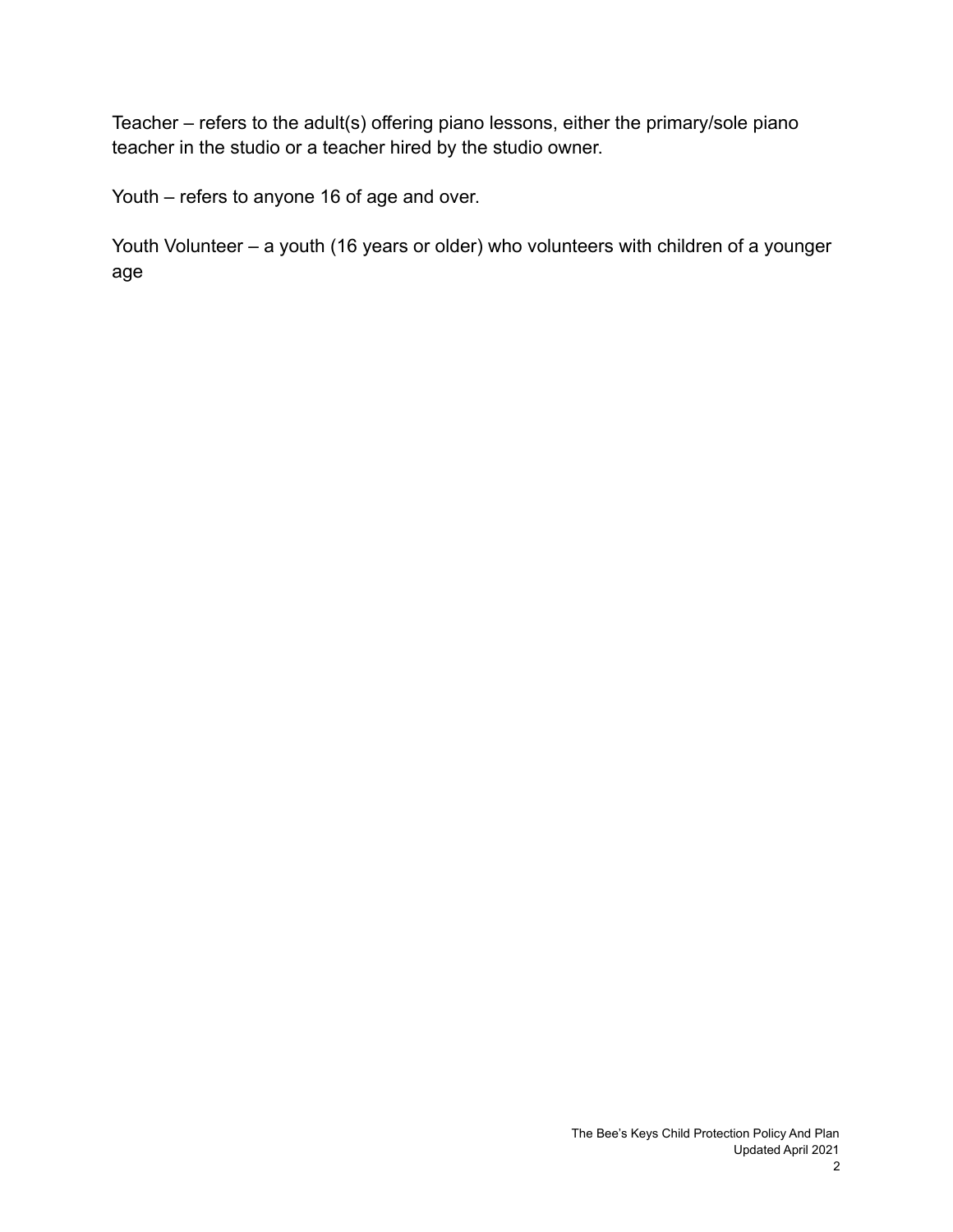Teacher – refers to the adult(s) offering piano lessons, either the primary/sole piano teacher in the studio or a teacher hired by the studio owner.

Youth – refers to anyone 16 of age and over.

Youth Volunteer – a youth (16 years or older) who volunteers with children of a younger age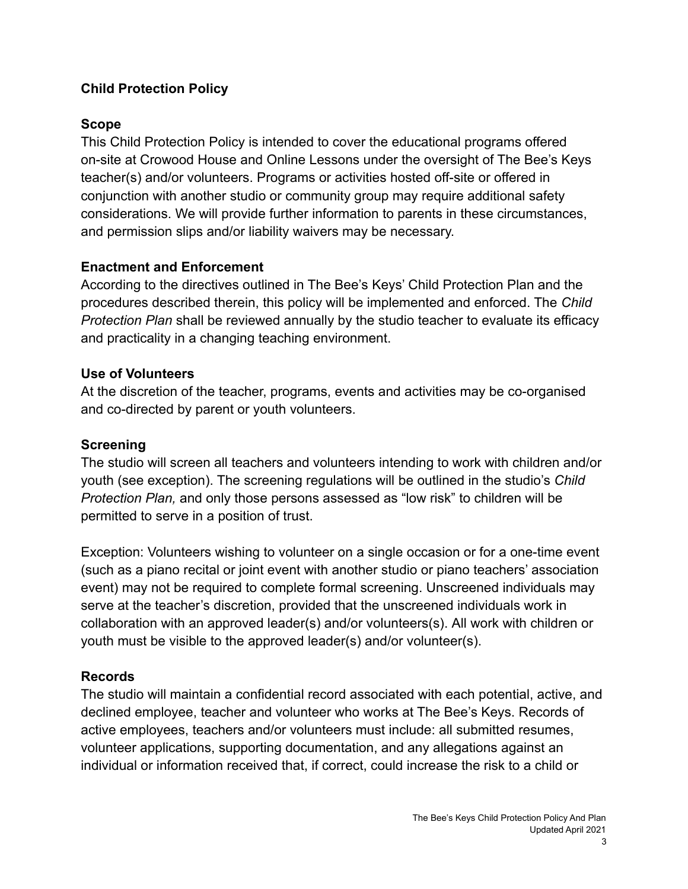## Child Protection Policy

### Scope

This Child Protection Policy is intended to cover the educational programs offered on-site at Crowood House and Online Lessons under the oversight of The Bee's Keys teacher(s) and/or volunteers. Programs or activities hosted off-site or offered in conjunction with another studio or community group may require additional safety considerations. We will provide further information to parents in these circumstances, and permission slips and/or liability waivers may be necessary.

### Enactment and Enforcement

According to the directives outlined in The Bee's Keys' Child Protection Plan and the procedures described therein, this policy will be implemented and enforced. The *Child Protection Plan* shall be reviewed annually by the studio teacher to evaluate its efficacy and practicality in a changing teaching environment.

### Use of Volunteers

At the discretion of the teacher, programs, events and activities may be co-organised and co-directed by parent or youth volunteers.

### Screening

The studio will screen all teachers and volunteers intending to work with children and/or youth (see exception). The screening regulations will be outlined in the studio's *Child Protection Plan,* and only those persons assessed as "low risk" to children will be permitted to serve in a position of trust.

Exception: Volunteers wishing to volunteer on a single occasion or for a one-time event (such as a piano recital or joint event with another studio or piano teachers' association event) may not be required to complete formal screening. Unscreened individuals may serve at the teacher's discretion, provided that the unscreened individuals work in collaboration with an approved leader(s) and/or volunteers(s). All work with children or youth must be visible to the approved leader(s) and/or volunteer(s).

### Records

The studio will maintain a confidential record associated with each potential, active, and declined employee, teacher and volunteer who works at The Bee's Keys. Records of active employees, teachers and/or volunteers must include: all submitted resumes, volunteer applications, supporting documentation, and any allegations against an individual or information received that, if correct, could increase the risk to a child or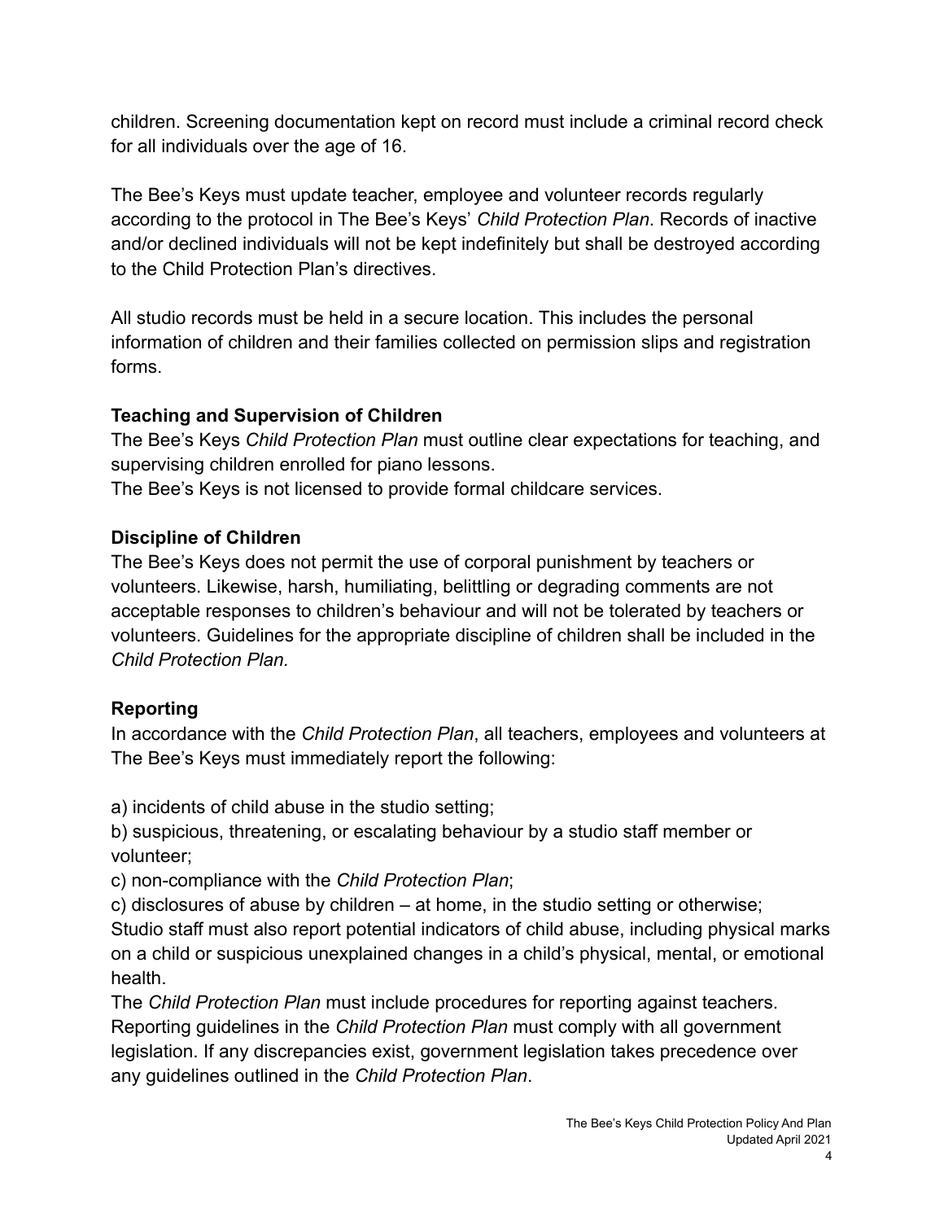children. Screening documentation kept on record must include a criminal record check for all individuals over the age of 16.

The Bee's Keys must update teacher, employee and volunteer records regularly according to the protocol in The Bee's Keys' *Child Protection Plan*. Records of inactive and/or declined individuals will not be kept indefinitely but shall be destroyed according to the Child Protection Plan's directives.

All studio records must be held in a secure location. This includes the personal information of children and their families collected on permission slips and registration forms.

**Teaching and Supervision of Children**

The Bee's Keys *Child Protection Plan* must outline clear expectations for teaching, and supervising children enrolled for piano lessons.

The Bee's Keys is not licensed to provide formal childcare services.

**Discipline of Children**

The Bee's Keys does not permit the use of corporal punishment by teachers or volunteers. Likewise, harsh, humiliating, belittling or degrading comments are not acceptable responses to children's behaviour and will not be tolerated by teachers or volunteers. Guidelines for the appropriate discipline of children shall be included in the *Child Protection Plan.*

**Reporting**

In accordance with the *Child Protection Plan*, all teachers, employees and volunteers at The Bee's Keys must immediately report the following:

a) incidents of child abuse in the studio setting;

b) suspicious, threatening, or escalating behaviour by a studio staff member or volunteer;

c) non-compliance with the *Child Protection Plan*;

c) disclosures of abuse by children – at home, in the studio setting or otherwise;

Studio staff must also report potential indicators of child abuse, including physical marks on a child or suspicious unexplained changes in a child's physical, mental, or emotional health.

The *Child Protection Plan* must include procedures for reporting against teachers. Reporting guidelines in the *Child Protection Plan* must comply with all government legislation. If any discrepancies exist, government legislation takes precedence over any guidelines outlined in the *Child Protection Plan*.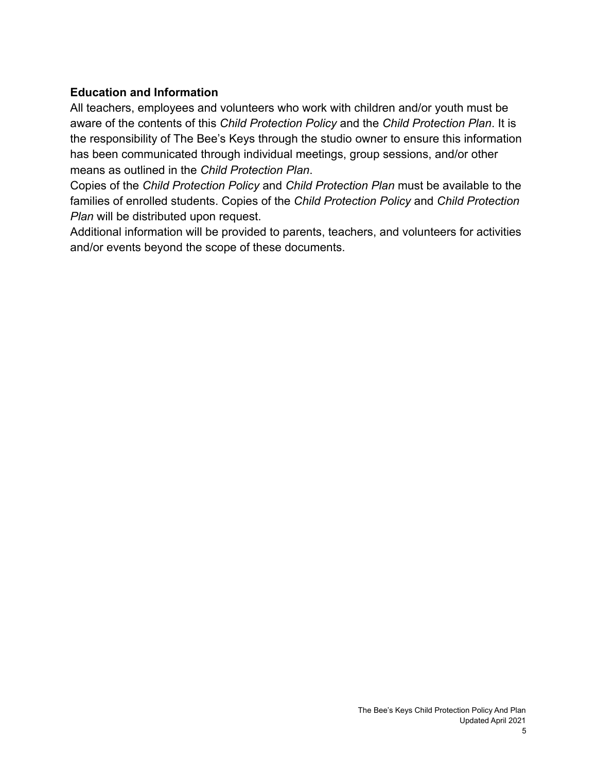## Education and Information

All teachers, employees and volunteers who work with children and/or youth must be aware of the contents of this *Child Protection Policy* and the *Child Protection Plan*. It is the responsibility of The Bee's Keys through the studio owner to ensure this information has been communicated through individual meetings, group sessions, and/or other means as outlined in the *Child Protection Plan*.

Copies of the *Child Protection Policy* and *Child Protection Plan* must be available to the families of enrolled students. Copies of the *Child Protection Policy* and *Child Protection Plan* will be distributed upon request.

Additional information will be provided to parents, teachers, and volunteers for activities and/or events beyond the scope of these documents.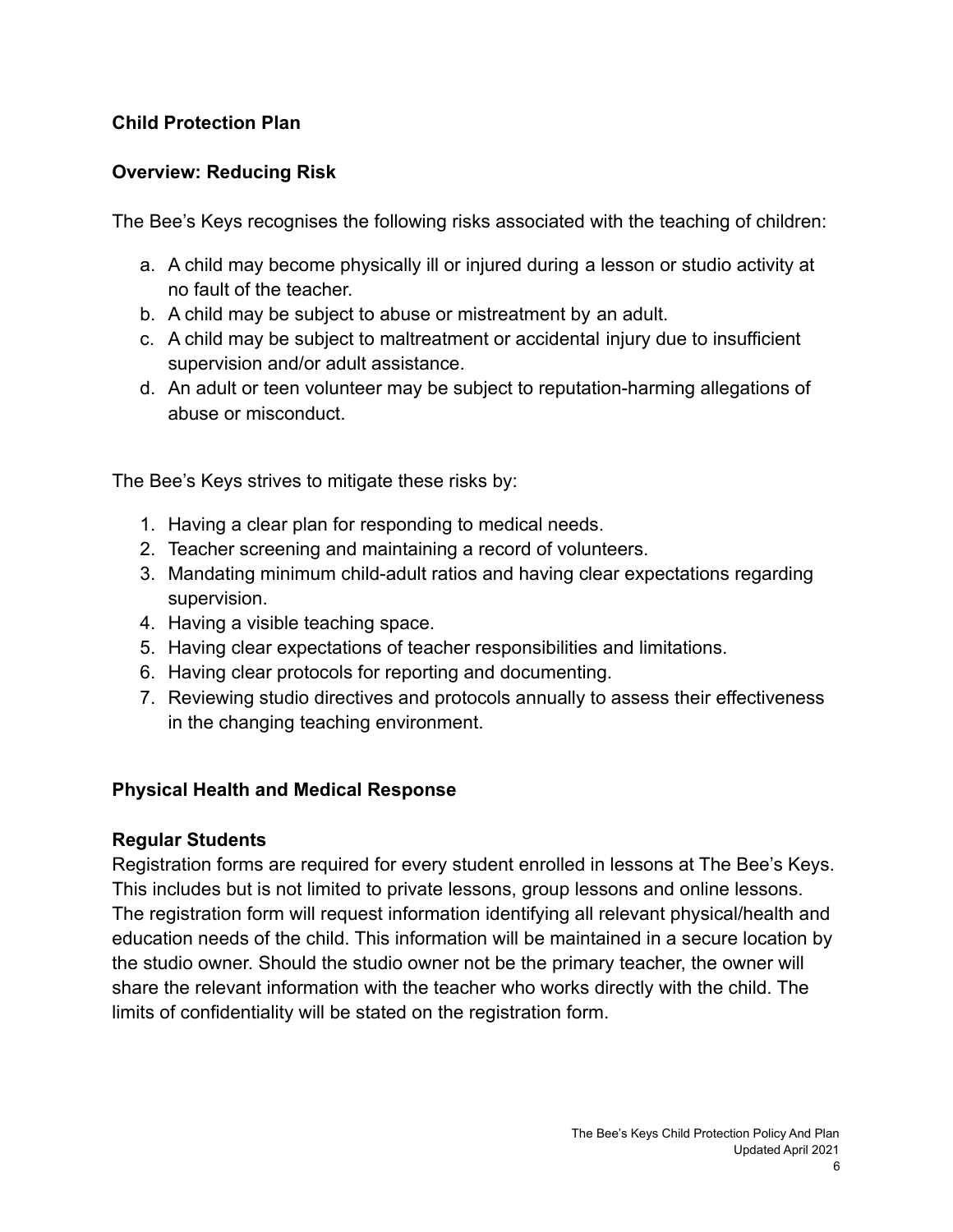**Child Protection Plan**

**Overview: Reducing Risk**

The Bee's Keys recognises the following risks associated with the teaching of children:

a. A child may become physically ill or injured during a lesson or studio activity at no fault of the teacher.
b. A child may be subject to abuse or mistreatment by an adult.
c. A child may be subject to maltreatment or accidental injury due to insufficient supervision and/or adult assistance.
d. An adult or teen volunteer may be subject to reputation-harming allegations of abuse or misconduct.

The Bee's Keys strives to mitigate these risks by:

1. Having a clear plan for responding to medical needs.
2. Teacher screening and maintaining a record of volunteers.
3. Mandating minimum child-adult ratios and having clear expectations regarding supervision.
4. Having a visible teaching space.
5. Having clear expectations of teacher responsibilities and limitations.
6. Having clear protocols for reporting and documenting.
7. Reviewing studio directives and protocols annually to assess their effectiveness in the changing teaching environment.

**Physical Health and Medical Response**

**Regular Students**

Registration forms are required for every student enrolled in lessons at The Bee's Keys. This includes but is not limited to private lessons, group lessons and online lessons. The registration form will request information identifying all relevant physical/health and education needs of the child. This information will be maintained in a secure location by the studio owner. Should the studio owner not be the primary teacher, the owner will share the relevant information with the teacher who works directly with the child. The limits of confidentiality will be stated on the registration form.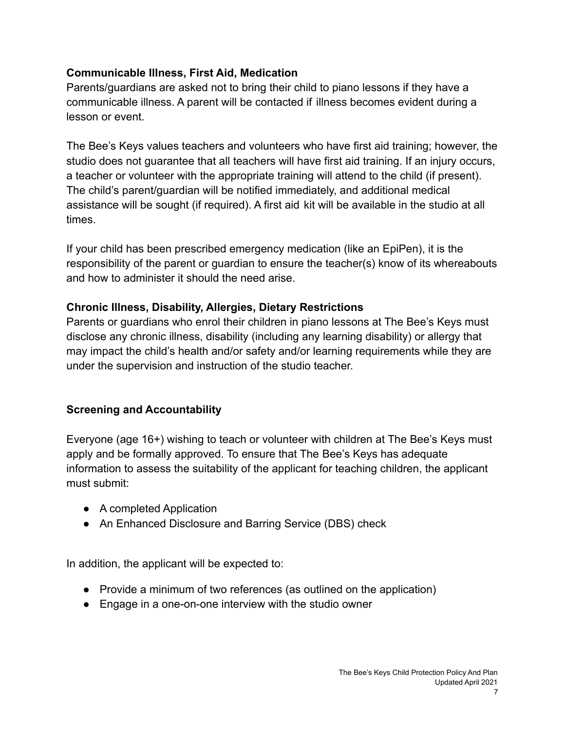**Communicable Illness, First Aid, Medication**

Parents/guardians are asked not to bring their child to piano lessons if they have a communicable illness. A parent will be contacted if illness becomes evident during a lesson or event.

The Bee's Keys values teachers and volunteers who have first aid training; however, the studio does not guarantee that all teachers will have first aid training. If an injury occurs, a teacher or volunteer with the appropriate training will attend to the child (if present). The child's parent/guardian will be notified immediately, and additional medical assistance will be sought (if required). A first aid kit will be available in the studio at all times.

If your child has been prescribed emergency medication (like an EpiPen), it is the responsibility of the parent or guardian to ensure the teacher(s) know of its whereabouts and how to administer it should the need arise.

**Chronic Illness, Disability, Allergies, Dietary Restrictions**

Parents or guardians who enrol their children in piano lessons at The Bee's Keys must disclose any chronic illness, disability (including any learning disability) or allergy that may impact the child's health and/or safety and/or learning requirements while they are under the supervision and instruction of the studio teacher.

**Screening and Accountability**

Everyone (age 16+) wishing to teach or volunteer with children at The Bee's Keys must apply and be formally approved. To ensure that The Bee's Keys has adequate information to assess the suitability of the applicant for teaching children, the applicant must submit:

- A completed Application
- An Enhanced Disclosure and Barring Service (DBS) check

In addition, the applicant will be expected to:

- Provide a minimum of two references (as outlined on the application)
- Engage in a one-on-one interview with the studio owner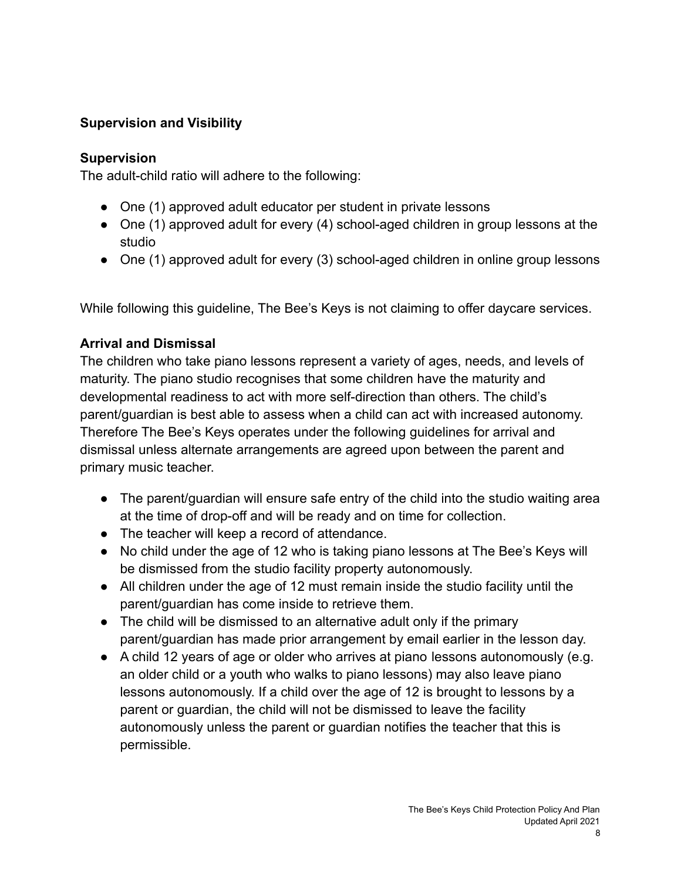## Supervision and Visibility

### Supervision

The adult-child ratio will adhere to the following:

- One (1) approved adult educator per student in private lessons
- One (1) approved adult for every (4) school-aged children in group lessons at the studio
- One (1) approved adult for every (3) school-aged children in online group lessons

While following this guideline, The Bee's Keys is not claiming to offer daycare services.

### Arrival and Dismissal

The children who take piano lessons represent a variety of ages, needs, and levels of maturity. The piano studio recognises that some children have the maturity and developmental readiness to act with more self-direction than others. The child's parent/guardian is best able to assess when a child can act with increased autonomy. Therefore The Bee's Keys operates under the following guidelines for arrival and dismissal unless alternate arrangements are agreed upon between the parent and primary music teacher.

- The parent/guardian will ensure safe entry of the child into the studio waiting area at the time of drop-off and will be ready and on time for collection.
- The teacher will keep a record of attendance.
- No child under the age of 12 who is taking piano lessons at The Bee's Keys will be dismissed from the studio facility property autonomously.
- All children under the age of 12 must remain inside the studio facility until the parent/guardian has come inside to retrieve them.
- The child will be dismissed to an alternative adult only if the primary parent/guardian has made prior arrangement by email earlier in the lesson day.
- A child 12 years of age or older who arrives at piano lessons autonomously (e.g. an older child or a youth who walks to piano lessons) may also leave piano lessons autonomously. If a child over the age of 12 is brought to lessons by a parent or guardian, the child will not be dismissed to leave the facility autonomously unless the parent or guardian notifies the teacher that this is permissible.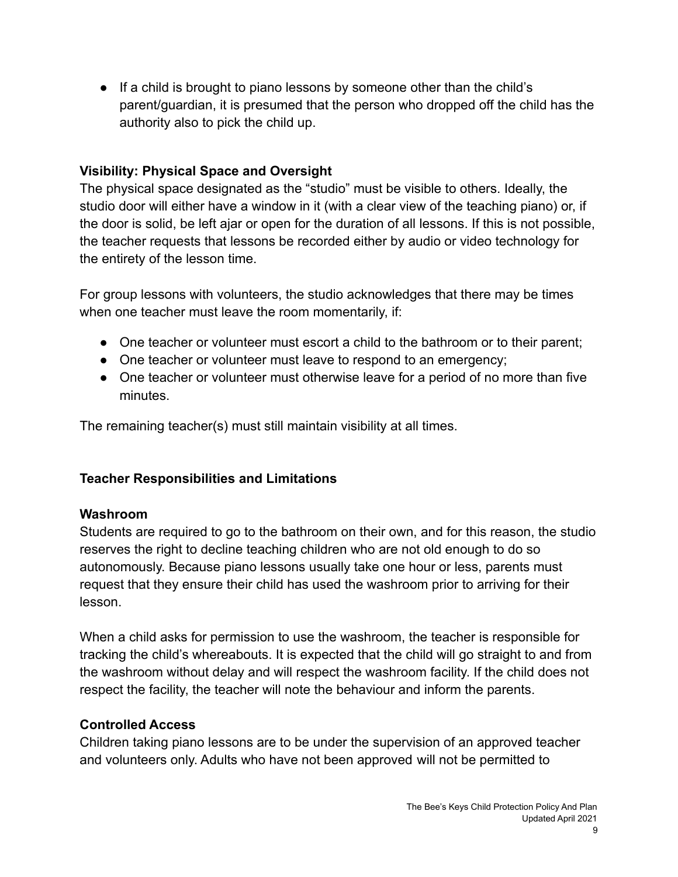- If a child is brought to piano lessons by someone other than the child's parent/guardian, it is presumed that the person who dropped off the child has the authority also to pick the child up.

**Visibility: Physical Space and Oversight**

The physical space designated as the "studio" must be visible to others. Ideally, the studio door will either have a window in it (with a clear view of the teaching piano) or, if the door is solid, be left ajar or open for the duration of all lessons. If this is not possible, the teacher requests that lessons be recorded either by audio or video technology for the entirety of the lesson time.

For group lessons with volunteers, the studio acknowledges that there may be times when one teacher must leave the room momentarily, if:

- One teacher or volunteer must escort a child to the bathroom or to their parent;
- One teacher or volunteer must leave to respond to an emergency;
- One teacher or volunteer must otherwise leave for a period of no more than five minutes.

The remaining teacher(s) must still maintain visibility at all times.

## Teacher Responsibilities and Limitations

**Washroom**

Students are required to go to the bathroom on their own, and for this reason, the studio reserves the right to decline teaching children who are not old enough to do so autonomously. Because piano lessons usually take one hour or less, parents must request that they ensure their child has used the washroom prior to arriving for their lesson.

When a child asks for permission to use the washroom, the teacher is responsible for tracking the child's whereabouts. It is expected that the child will go straight to and from the washroom without delay and will respect the washroom facility. If the child does not respect the facility, the teacher will note the behaviour and inform the parents.

**Controlled Access**

Children taking piano lessons are to be under the supervision of an approved teacher and volunteers only. Adults who have not been approved will not be permitted to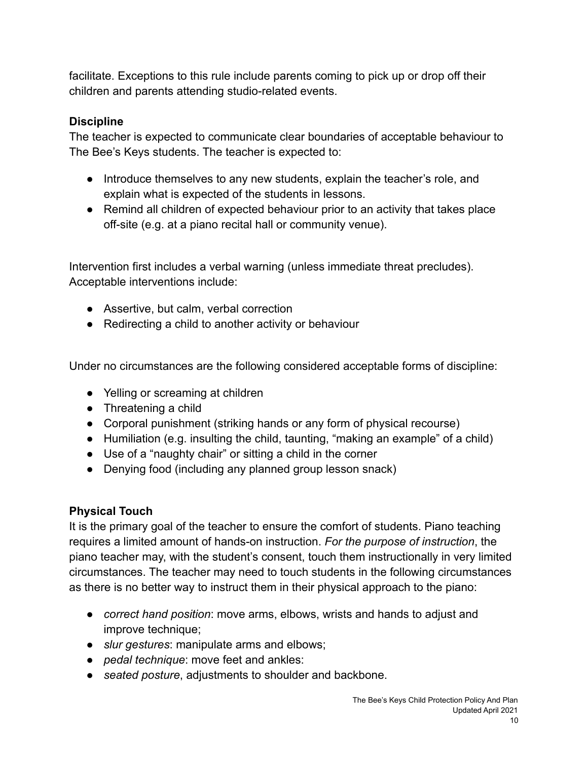facilitate. Exceptions to this rule include parents coming to pick up or drop off their children and parents attending studio-related events.

### Discipline

The teacher is expected to communicate clear boundaries of acceptable behaviour to The Bee's Keys students. The teacher is expected to:

- Introduce themselves to any new students, explain the teacher's role, and explain what is expected of the students in lessons.
- Remind all children of expected behaviour prior to an activity that takes place off-site (e.g. at a piano recital hall or community venue).

Intervention first includes a verbal warning (unless immediate threat precludes). Acceptable interventions include:

- Assertive, but calm, verbal correction
- Redirecting a child to another activity or behaviour

Under no circumstances are the following considered acceptable forms of discipline:

- Yelling or screaming at children
- Threatening a child
- Corporal punishment (striking hands or any form of physical recourse)
- Humiliation (e.g. insulting the child, taunting, "making an example" of a child)
- Use of a "naughty chair" or sitting a child in the corner
- Denying food (including any planned group lesson snack)

### Physical Touch

It is the primary goal of the teacher to ensure the comfort of students. Piano teaching requires a limited amount of hands-on instruction. *For the purpose of instruction*, the piano teacher may, with the student's consent, touch them instructionally in very limited circumstances. The teacher may need to touch students in the following circumstances as there is no better way to instruct them in their physical approach to the piano:

- *correct hand position*: move arms, elbows, wrists and hands to adjust and improve technique;
- *slur gestures*: manipulate arms and elbows;
- *pedal technique*: move feet and ankles:
- *seated posture*, adjustments to shoulder and backbone.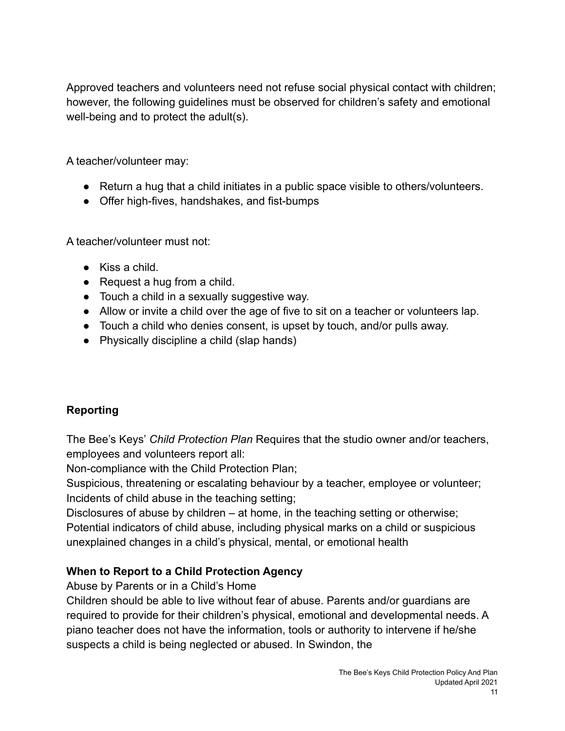Approved teachers and volunteers need not refuse social physical contact with children; however, the following guidelines must be observed for children's safety and emotional well-being and to protect the adult(s).

A teacher/volunteer may:

- Return a hug that a child initiates in a public space visible to others/volunteers.
- Offer high-fives, handshakes, and fist-bumps

A teacher/volunteer must not:

- Kiss a child.
- Request a hug from a child.
- Touch a child in a sexually suggestive way.
- Allow or invite a child over the age of five to sit on a teacher or volunteers lap.
- Touch a child who denies consent, is upset by touch, and/or pulls away.
- Physically discipline a child (slap hands)

**Reporting**

The Bee's Keys' *Child Protection Plan* Requires that the studio owner and/or teachers, employees and volunteers report all:
Non-compliance with the Child Protection Plan;
Suspicious, threatening or escalating behaviour by a teacher, employee or volunteer;
Incidents of child abuse in the teaching setting;
Disclosures of abuse by children – at home, in the teaching setting or otherwise;
Potential indicators of child abuse, including physical marks on a child or suspicious unexplained changes in a child's physical, mental, or emotional health

**When to Report to a Child Protection Agency**

Abuse by Parents or in a Child's Home
Children should be able to live without fear of abuse. Parents and/or guardians are required to provide for their children's physical, emotional and developmental needs. A piano teacher does not have the information, tools or authority to intervene if he/she suspects a child is being neglected or abused. In Swindon, the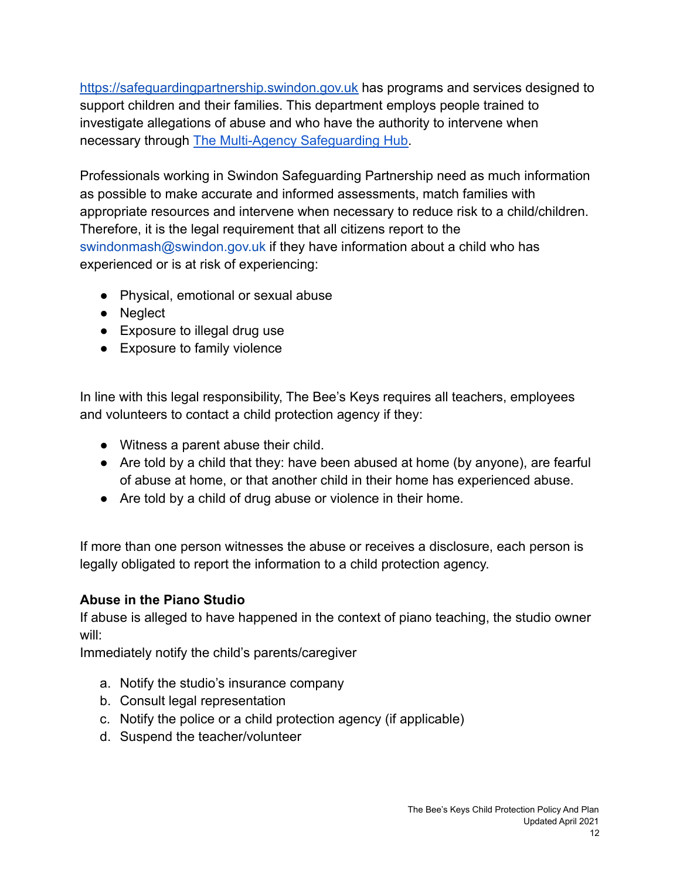[https://safeguardingpartnership.swindon.gov.uk](https://safeguardingpartnership.swindon.gov.uk) has programs and services designed to support children and their families. This department employs people trained to investigate allegations of abuse and who have the authority to intervene when necessary through [The Multi-Agency Safeguarding Hub](#).

Professionals working in Swindon Safeguarding Partnership need as much information as possible to make accurate and informed assessments, match families with appropriate resources and intervene when necessary to reduce risk to a child/children. Therefore, it is the legal requirement that all citizens report to the swindonmash@swindon.gov.uk if they have information about a child who has experienced or is at risk of experiencing:

- Physical, emotional or sexual abuse
- Neglect
- Exposure to illegal drug use
- Exposure to family violence

In line with this legal responsibility, The Bee's Keys requires all teachers, employees and volunteers to contact a child protection agency if they:

- Witness a parent abuse their child.
- Are told by a child that they: have been abused at home (by anyone), are fearful of abuse at home, or that another child in their home has experienced abuse.
- Are told by a child of drug abuse or violence in their home.

If more than one person witnesses the abuse or receives a disclosure, each person is legally obligated to report the information to a child protection agency.

**Abuse in the Piano Studio**

If abuse is alleged to have happened in the context of piano teaching, the studio owner will:

Immediately notify the child's parents/caregiver

a. Notify the studio's insurance company
b. Consult legal representation
c. Notify the police or a child protection agency (if applicable)
d. Suspend the teacher/volunteer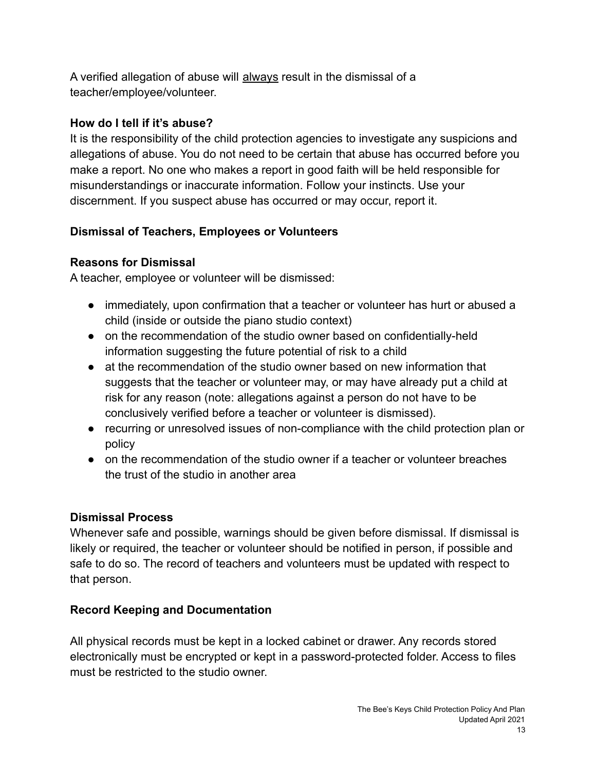A verified allegation of abuse will always result in the dismissal of a teacher/employee/volunteer.

### How do I tell if it's abuse?

It is the responsibility of the child protection agencies to investigate any suspicions and allegations of abuse. You do not need to be certain that abuse has occurred before you make a report. No one who makes a report in good faith will be held responsible for misunderstandings or inaccurate information. Follow your instincts. Use your discernment. If you suspect abuse has occurred or may occur, report it.

### Dismissal of Teachers, Employees or Volunteers

### Reasons for Dismissal

A teacher, employee or volunteer will be dismissed:

- immediately, upon confirmation that a teacher or volunteer has hurt or abused a child (inside or outside the piano studio context)
- on the recommendation of the studio owner based on confidentially-held information suggesting the future potential of risk to a child
- at the recommendation of the studio owner based on new information that suggests that the teacher or volunteer may, or may have already put a child at risk for any reason (note: allegations against a person do not have to be conclusively verified before a teacher or volunteer is dismissed).
- recurring or unresolved issues of non-compliance with the child protection plan or policy
- on the recommendation of the studio owner if a teacher or volunteer breaches the trust of the studio in another area

### Dismissal Process

Whenever safe and possible, warnings should be given before dismissal. If dismissal is likely or required, the teacher or volunteer should be notified in person, if possible and safe to do so. The record of teachers and volunteers must be updated with respect to that person.

### Record Keeping and Documentation

All physical records must be kept in a locked cabinet or drawer. Any records stored electronically must be encrypted or kept in a password-protected folder. Access to files must be restricted to the studio owner.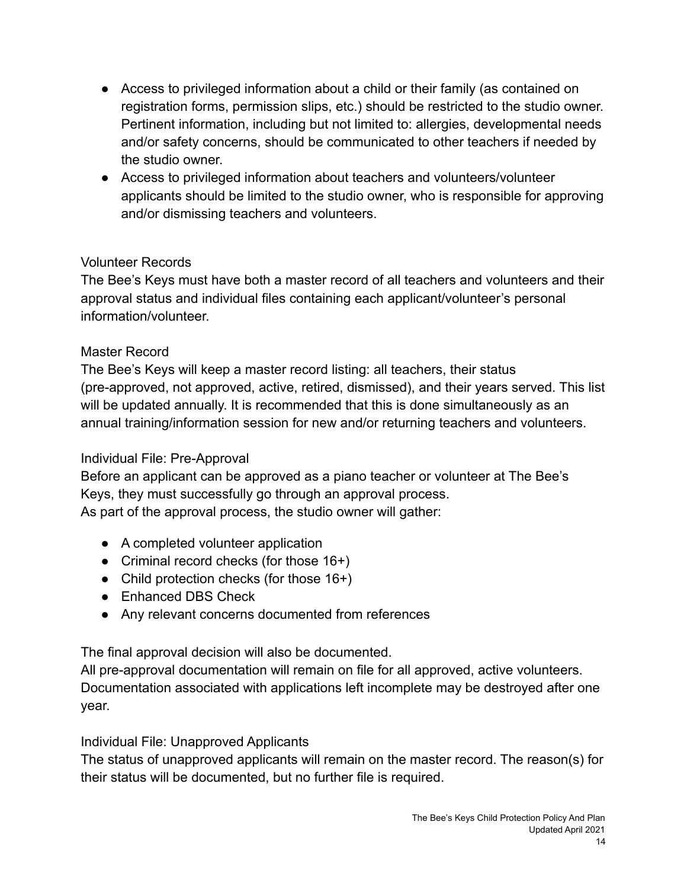- Access to privileged information about a child or their family (as contained on registration forms, permission slips, etc.) should be restricted to the studio owner. Pertinent information, including but not limited to: allergies, developmental needs and/or safety concerns, should be communicated to other teachers if needed by the studio owner.
- Access to privileged information about teachers and volunteers/volunteer applicants should be limited to the studio owner, who is responsible for approving and/or dismissing teachers and volunteers.

### Volunteer Records

The Bee's Keys must have both a master record of all teachers and volunteers and their approval status and individual files containing each applicant/volunteer's personal information/volunteer.

### Master Record

The Bee's Keys will keep a master record listing: all teachers, their status (pre-approved, not approved, active, retired, dismissed), and their years served. This list will be updated annually. It is recommended that this is done simultaneously as an annual training/information session for new and/or returning teachers and volunteers.

### Individual File: Pre-Approval

Before an applicant can be approved as a piano teacher or volunteer at The Bee's Keys, they must successfully go through an approval process.
As part of the approval process, the studio owner will gather:

- A completed volunteer application
- Criminal record checks (for those 16+)
- Child protection checks (for those 16+)
- Enhanced DBS Check
- Any relevant concerns documented from references

The final approval decision will also be documented.
All pre-approval documentation will remain on file for all approved, active volunteers. Documentation associated with applications left incomplete may be destroyed after one year.

### Individual File: Unapproved Applicants

The status of unapproved applicants will remain on the master record. The reason(s) for their status will be documented, but no further file is required.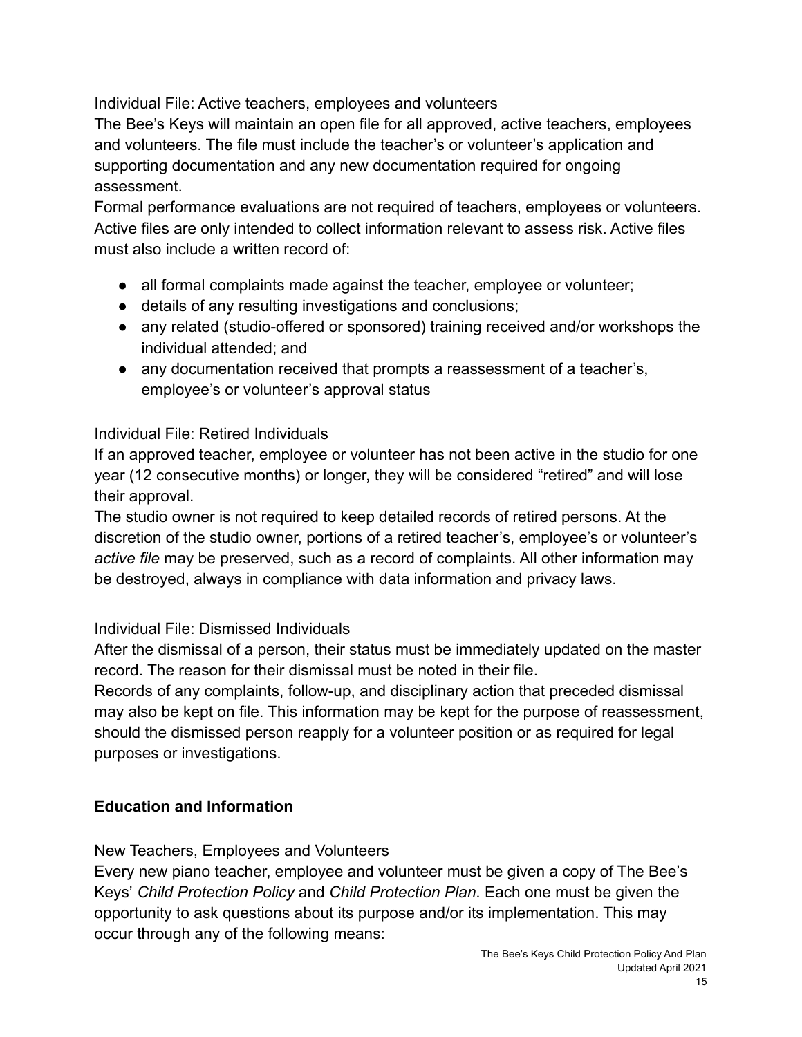Individual File: Active teachers, employees and volunteers

The Bee's Keys will maintain an open file for all approved, active teachers, employees and volunteers. The file must include the teacher's or volunteer's application and supporting documentation and any new documentation required for ongoing assessment.

Formal performance evaluations are not required of teachers, employees or volunteers. Active files are only intended to collect information relevant to assess risk. Active files must also include a written record of:

- all formal complaints made against the teacher, employee or volunteer;
- details of any resulting investigations and conclusions;
- any related (studio-offered or sponsored) training received and/or workshops the individual attended; and
- any documentation received that prompts a reassessment of a teacher's, employee's or volunteer's approval status

Individual File: Retired Individuals

If an approved teacher, employee or volunteer has not been active in the studio for one year (12 consecutive months) or longer, they will be considered "retired" and will lose their approval.

The studio owner is not required to keep detailed records of retired persons. At the discretion of the studio owner, portions of a retired teacher's, employee's or volunteer's *active file* may be preserved, such as a record of complaints. All other information may be destroyed, always in compliance with data information and privacy laws.

Individual File: Dismissed Individuals

After the dismissal of a person, their status must be immediately updated on the master record. The reason for their dismissal must be noted in their file.

Records of any complaints, follow-up, and disciplinary action that preceded dismissal may also be kept on file. This information may be kept for the purpose of reassessment, should the dismissed person reapply for a volunteer position or as required for legal purposes or investigations.

**Education and Information**

New Teachers, Employees and Volunteers

Every new piano teacher, employee and volunteer must be given a copy of The Bee's Keys' *Child Protection Policy* and *Child Protection Plan*. Each one must be given the opportunity to ask questions about its purpose and/or its implementation. This may occur through any of the following means: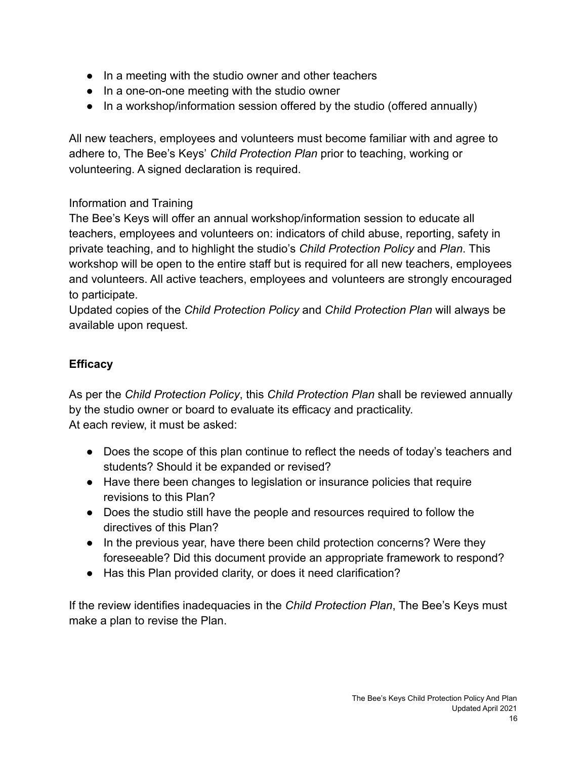- In a meeting with the studio owner and other teachers
- In a one-on-one meeting with the studio owner
- In a workshop/information session offered by the studio (offered annually)

All new teachers, employees and volunteers must become familiar with and agree to adhere to, The Bee's Keys' *Child Protection Plan* prior to teaching, working or volunteering. A signed declaration is required.

Information and Training

The Bee's Keys will offer an annual workshop/information session to educate all teachers, employees and volunteers on: indicators of child abuse, reporting, safety in private teaching, and to highlight the studio's *Child Protection Policy* and *Plan*. This workshop will be open to the entire staff but is required for all new teachers, employees and volunteers. All active teachers, employees and volunteers are strongly encouraged to participate.

Updated copies of the *Child Protection Policy* and *Child Protection Plan* will always be available upon request.

**Efficacy**

As per the *Child Protection Policy*, this *Child Protection Plan* shall be reviewed annually by the studio owner or board to evaluate its efficacy and practicality.

At each review, it must be asked:

- Does the scope of this plan continue to reflect the needs of today's teachers and students? Should it be expanded or revised?
- Have there been changes to legislation or insurance policies that require revisions to this Plan?
- Does the studio still have the people and resources required to follow the directives of this Plan?
- In the previous year, have there been child protection concerns? Were they foreseeable? Did this document provide an appropriate framework to respond?
- Has this Plan provided clarity, or does it need clarification?

If the review identifies inadequacies in the *Child Protection Plan*, The Bee's Keys must make a plan to revise the Plan.